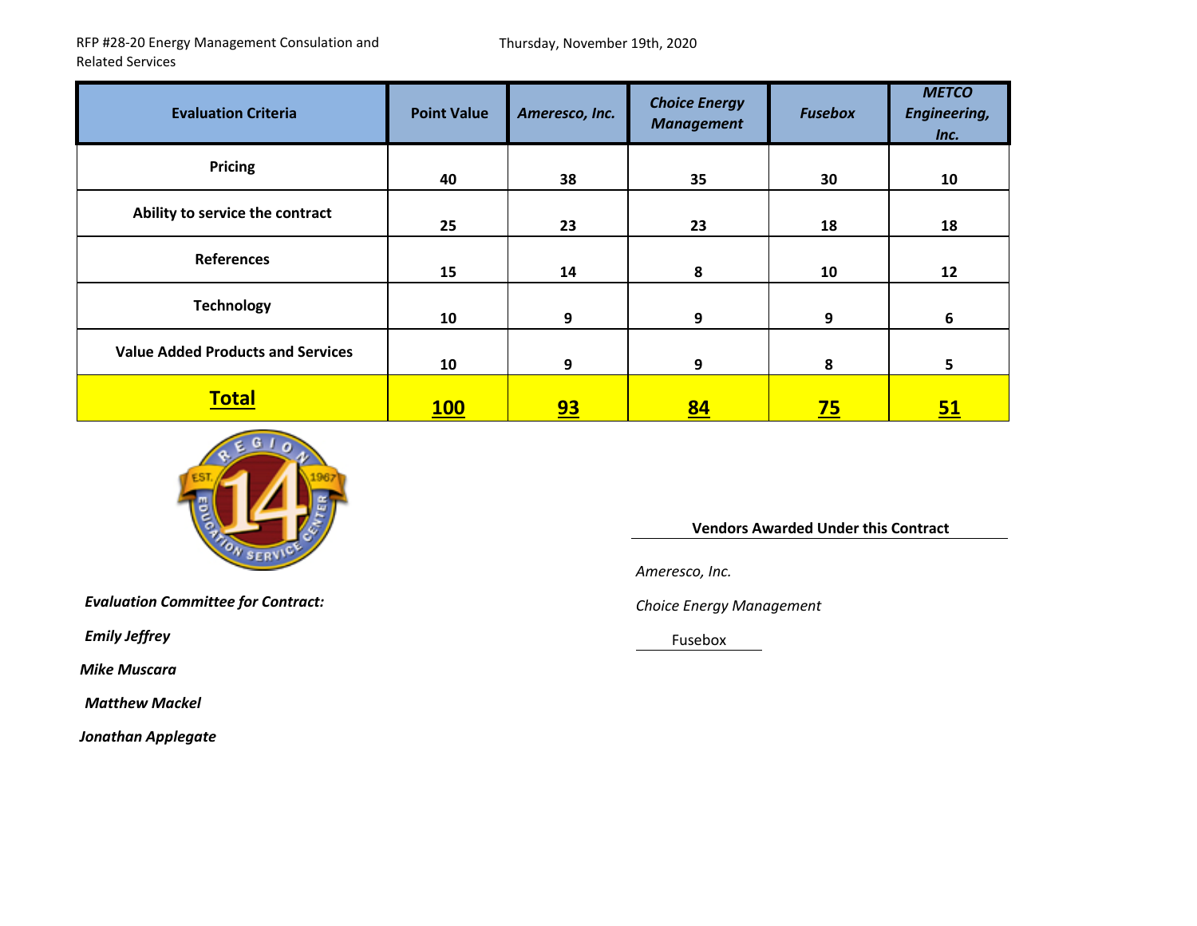RFP #28-20 Energy Management Consulation and Related Services

Thursday, November 19th, 2020

| Evaluation Criteria | Point Value | *Ameresco, Inc.* | *Choice Energy Management* | *Fusebox* | *METCO Engineering, Inc.* |
|---|---|---|---|---|---|
| **Pricing** | **40** | **38** | **35** | **30** | **10** |
| **Ability to service the contract** | **25** | **23** | **23** | **18** | **18** |
| **References** | **15** | **14** | **8** | **10** | **12** |
| **Technology** | **10** | **9** | **9** | **9** | **6** |
| **Value Added Products and Services** | **10** | **9** | **9** | **8** | **5** |
| **Total** | **100** | **93** | **84** | **75** | **51** |

***Evaluation Committee for Contract:***

***Emily Jeffrey***

***Mike Muscara***

***Matthew Mackel***

***Jonathan Applegate***

**Vendors Awarded Under this Contract**

*Ameresco, Inc.*

*Choice Energy Management*

Fusebox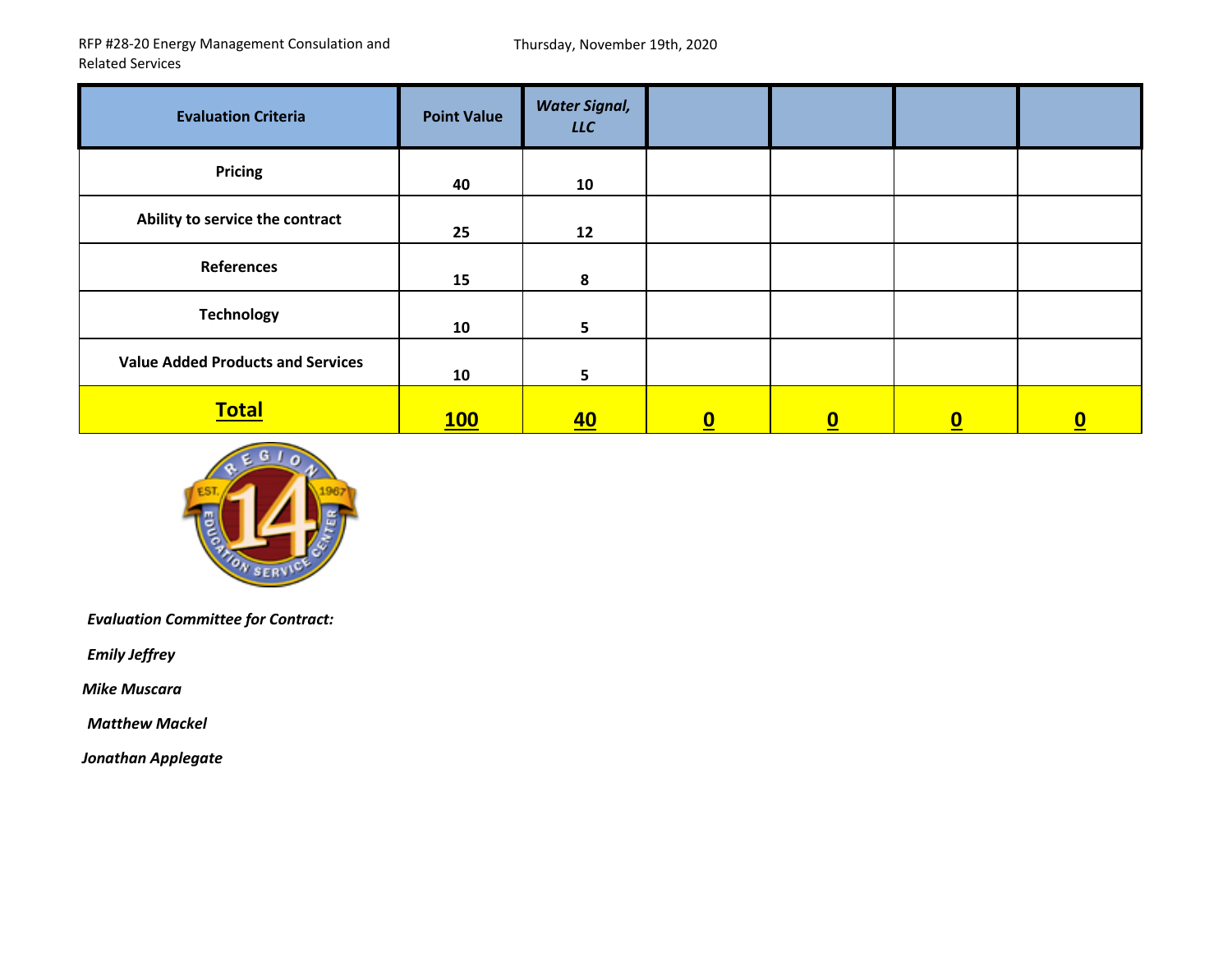RFP #28-20 Energy Management Consulation and Related Services

Thursday, November 19th, 2020

| Evaluation Criteria | Point Value | *Water Signal, LLC* | | | | |
|---|---|---|---|---|---|---|
| Pricing | 40 | 10 | | | | |
| Ability to service the contract | 25 | 12 | | | | |
| References | 15 | 8 | | | | |
| Technology | 10 | 5 | | | | |
| Value Added Products and Services | 10 | 5 | | | | |
| **Total** | **100** | **40** | **0** | **0** | **0** | **0** |

***Evaluation Committee for Contract:***

***Emily Jeffrey***

***Mike Muscara***

***Matthew Mackel***

***Jonathan Applegate***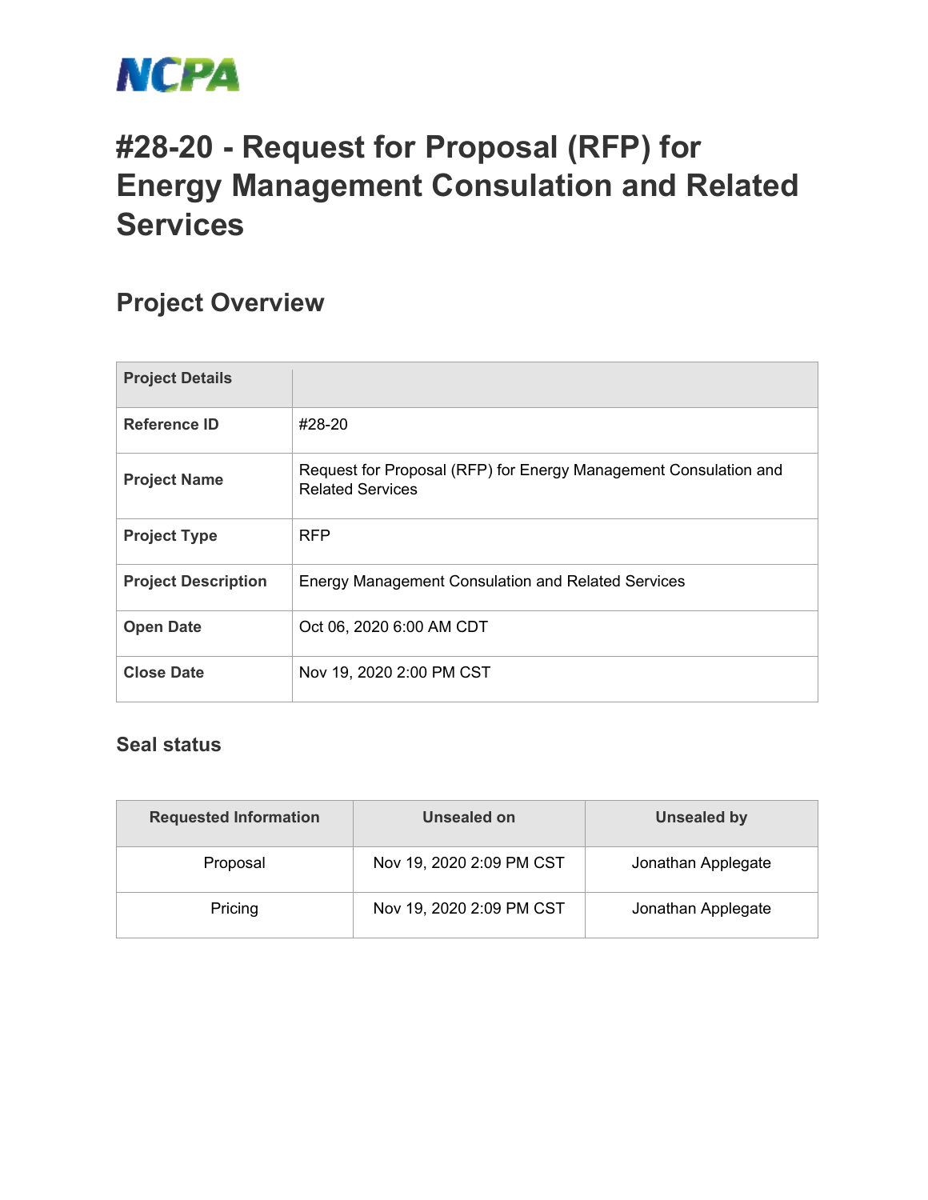NCPA

# #28-20 - Request for Proposal (RFP) for Energy Management Consulation and Related Services

## Project Overview

| Project Details | |
|---|---|
| Reference ID | #28-20 |
| Project Name | Request for Proposal (RFP) for Energy Management Consulation and Related Services |
| Project Type | RFP |
| Project Description | Energy Management Consulation and Related Services |
| Open Date | Oct 06, 2020 6:00 AM CDT |
| Close Date | Nov 19, 2020 2:00 PM CST |

### Seal status

| Requested Information | Unsealed on | Unsealed by |
|---|---|---|
| Proposal | Nov 19, 2020 2:09 PM CST | Jonathan Applegate |
| Pricing | Nov 19, 2020 2:09 PM CST | Jonathan Applegate |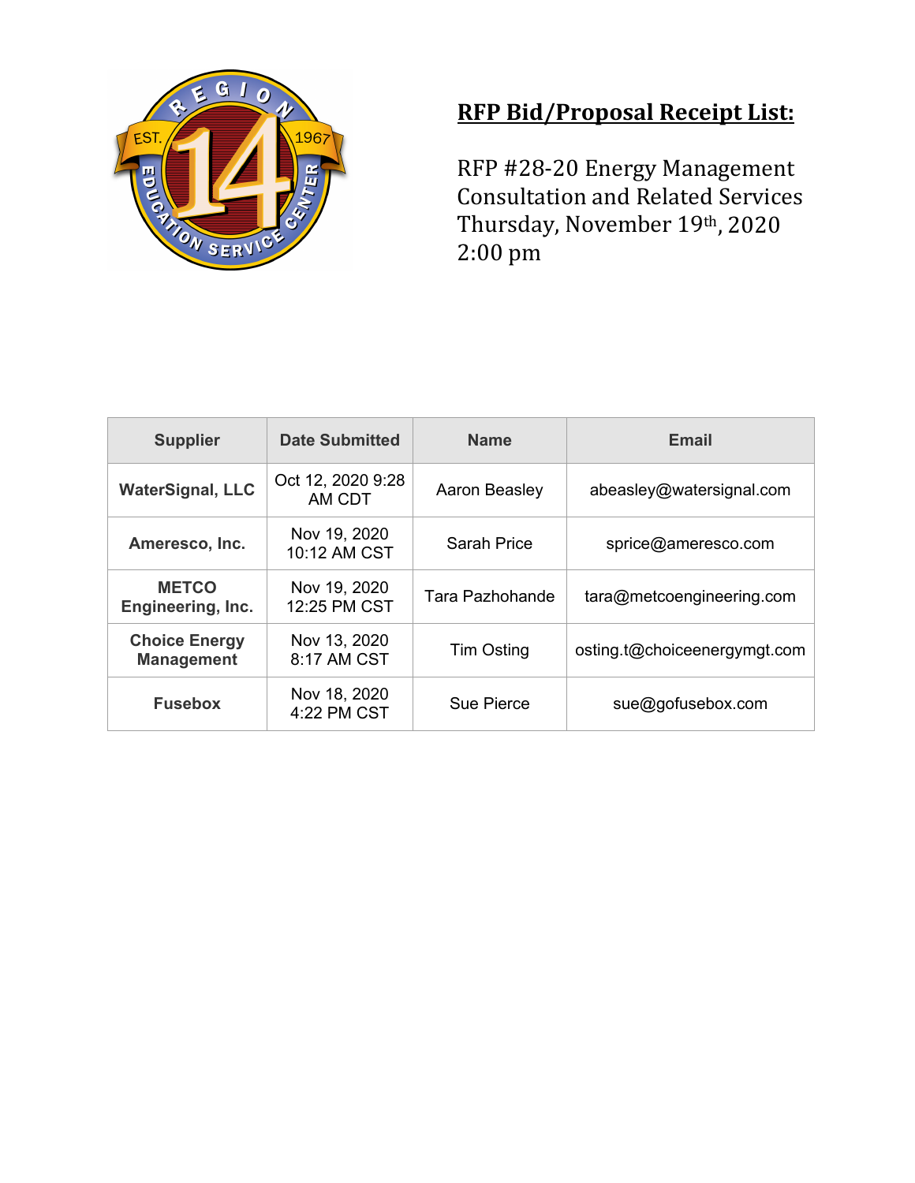# RFP Bid/Proposal Receipt List:

RFP #28-20 Energy Management Consultation and Related Services
Thursday, November 19th, 2020
2:00 pm

| Supplier | Date Submitted | Name | Email |
|---|---|---|---|
| **WaterSignal, LLC** | Oct 12, 2020 9:28 AM CDT | Aaron Beasley | abeasley@watersignal.com |
| **Ameresco, Inc.** | Nov 19, 2020 10:12 AM CST | Sarah Price | sprice@ameresco.com |
| **METCO Engineering, Inc.** | Nov 19, 2020 12:25 PM CST | Tara Pazhohande | tara@metcoengineering.com |
| **Choice Energy Management** | Nov 13, 2020 8:17 AM CST | Tim Osting | osting.t@choiceenergymgt.com |
| **Fusebox** | Nov 18, 2020 4:22 PM CST | Sue Pierce | sue@gofusebox.com |